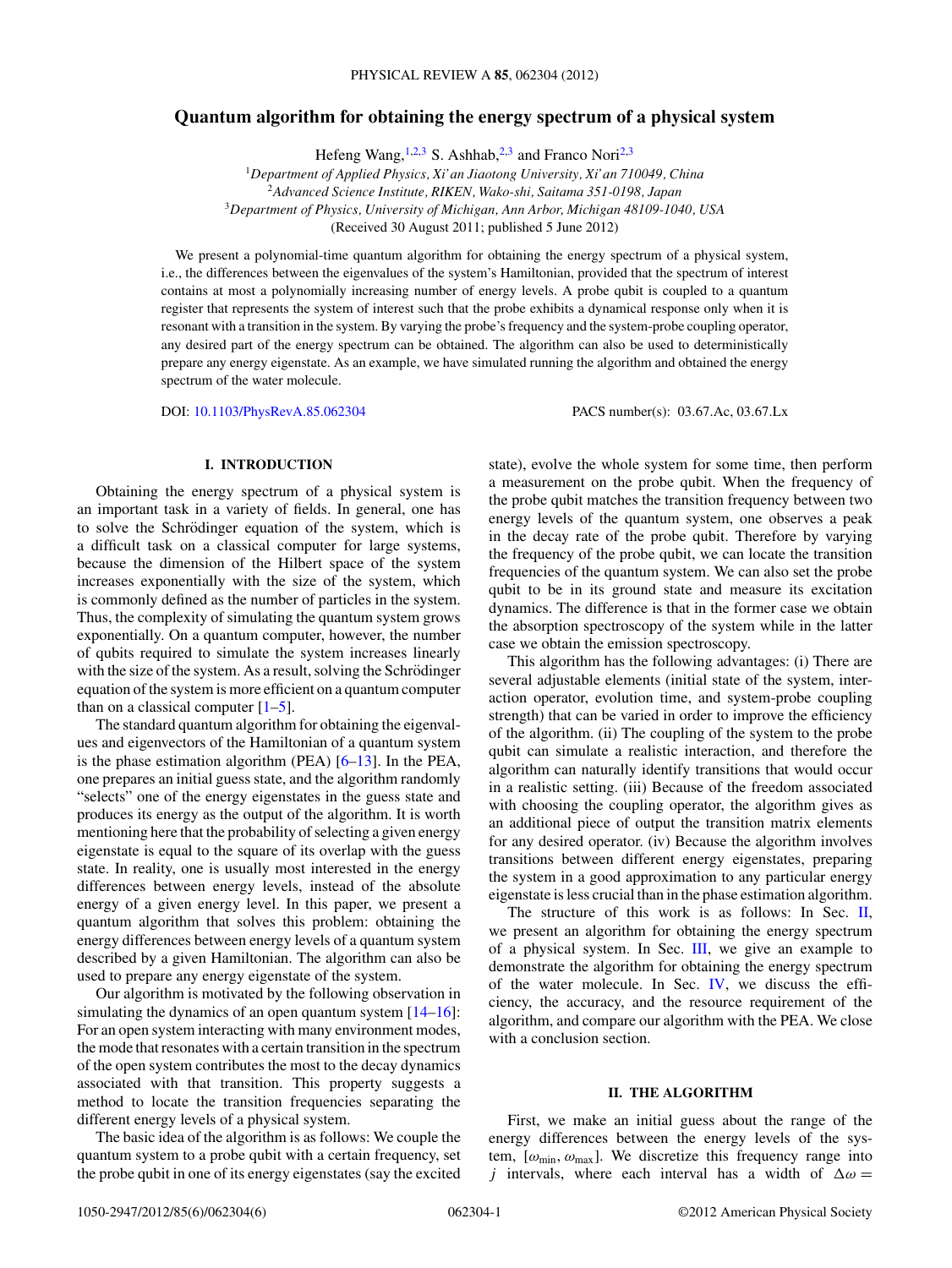# Quantum algorithm for obtaining the energy spectrum of a physical system

Hefeng Wang,[1,2,3] S. Ashhab,[2,3] and Franco Nori[2,3]

[1]*Department of Applied Physics, Xi'an Jiaotong University, Xi'an 710049, China*
[2]*Advanced Science Institute, RIKEN, Wako-shi, Saitama 351-0198, Japan*
[3]*Department of Physics, University of Michigan, Ann Arbor, Michigan 48109-1040, USA*
(Received 30 August 2011; published 5 June 2012)

We present a polynomial-time quantum algorithm for obtaining the energy spectrum of a physical system, i.e., the differences between the eigenvalues of the system's Hamiltonian, provided that the spectrum of interest contains at most a polynomially increasing number of energy levels. A probe qubit is coupled to a quantum register that represents the system of interest such that the probe exhibits a dynamical response only when it is resonant with a transition in the system. By varying the probe's frequency and the system-probe coupling operator, any desired part of the energy spectrum can be obtained. The algorithm can also be used to deterministically prepare any energy eigenstate. As an example, we have simulated running the algorithm and obtained the energy spectrum of the water molecule.

DOI: 10.1103/PhysRevA.85.062304 PACS number(s): 03.67.Ac, 03.67.Lx

## I. INTRODUCTION

Obtaining the energy spectrum of a physical system is an important task in a variety of fields. In general, one has to solve the Schrödinger equation of the system, which is a difficult task on a classical computer for large systems, because the dimension of the Hilbert space of the system increases exponentially with the size of the system, which is commonly defined as the number of particles in the system. Thus, the complexity of simulating the quantum system grows exponentially. On a quantum computer, however, the number of qubits required to simulate the system increases linearly with the size of the system. As a result, solving the Schrödinger equation of the system is more efficient on a quantum computer than on a classical computer [1–5].

The standard quantum algorithm for obtaining the eigenvalues and eigenvectors of the Hamiltonian of a quantum system is the phase estimation algorithm (PEA) [6–13]. In the PEA, one prepares an initial guess state, and the algorithm randomly "selects" one of the energy eigenstates in the guess state and produces its energy as the output of the algorithm. It is worth mentioning here that the probability of selecting a given energy eigenstate is equal to the square of its overlap with the guess state. In reality, one is usually most interested in the energy differences between energy levels, instead of the absolute energy of a given energy level. In this paper, we present a quantum algorithm that solves this problem: obtaining the energy differences between energy levels of a quantum system described by a given Hamiltonian. The algorithm can also be used to prepare any energy eigenstate of the system.

Our algorithm is motivated by the following observation in simulating the dynamics of an open quantum system [14–16]: For an open system interacting with many environment modes, the mode that resonates with a certain transition in the spectrum of the open system contributes the most to the decay dynamics associated with that transition. This property suggests a method to locate the transition frequencies separating the different energy levels of a physical system.

The basic idea of the algorithm is as follows: We couple the quantum system to a probe qubit with a certain frequency, set the probe qubit in one of its energy eigenstates (say the excited state), evolve the whole system for some time, then perform a measurement on the probe qubit. When the frequency of the probe qubit matches the transition frequency between two energy levels of the quantum system, one observes a peak in the decay rate of the probe qubit. Therefore by varying the frequency of the probe qubit, we can locate the transition frequencies of the quantum system. We can also set the probe qubit to be in its ground state and measure its excitation dynamics. The difference is that in the former case we obtain the absorption spectroscopy of the system while in the latter case we obtain the emission spectroscopy.

This algorithm has the following advantages: (i) There are several adjustable elements (initial state of the system, interaction operator, evolution time, and system-probe coupling strength) that can be varied in order to improve the efficiency of the algorithm. (ii) The coupling of the system to the probe qubit can simulate a realistic interaction, and therefore the algorithm can naturally identify transitions that would occur in a realistic setting. (iii) Because of the freedom associated with choosing the coupling operator, the algorithm gives as an additional piece of output the transition matrix elements for any desired operator. (iv) Because the algorithm involves transitions between different energy eigenstates, preparing the system in a good approximation to any particular energy eigenstate is less crucial than in the phase estimation algorithm.

The structure of this work is as follows: In Sec. II, we present an algorithm for obtaining the energy spectrum of a physical system. In Sec. III, we give an example to demonstrate the algorithm for obtaining the energy spectrum of the water molecule. In Sec. IV, we discuss the efficiency, the accuracy, and the resource requirement of the algorithm, and compare our algorithm with the PEA. We close with a conclusion section.

## II. THE ALGORITHM

First, we make an initial guess about the range of the energy differences between the energy levels of the system, $[\omega_{\min}, \omega_{\max}]$. We discretize this frequency range into $j$ intervals, where each interval has a width of $\Delta\omega =$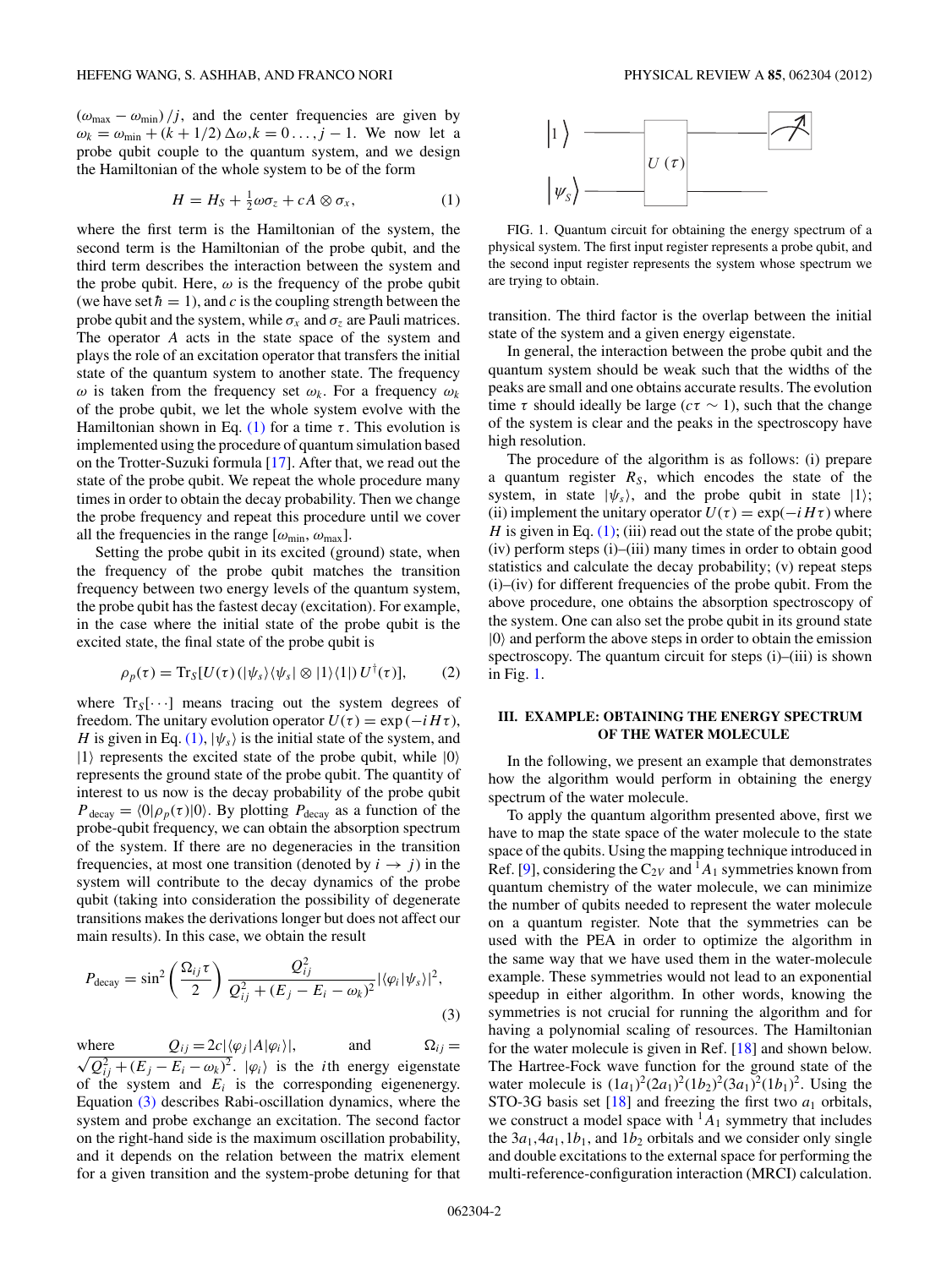$(\omega_{\max} - \omega_{\min})/j$, and the center frequencies are given by $\omega_k = \omega_{\min} + (k + 1/2)\Delta\omega, k = 0 \ldots, j-1$. We now let a probe qubit couple to the quantum system, and we design the Hamiltonian of the whole system to be of the form

$$H = H_S + \tfrac{1}{2}\omega\sigma_z + cA \otimes \sigma_x, \tag{1}$$

where the first term is the Hamiltonian of the system, the second term is the Hamiltonian of the probe qubit, and the third term describes the interaction between the system and the probe qubit. Here, $\omega$ is the frequency of the probe qubit (we have set $\hbar = 1$), and $c$ is the coupling strength between the probe qubit and the system, while $\sigma_x$ and $\sigma_z$ are Pauli matrices. The operator $A$ acts in the state space of the system and plays the role of an excitation operator that transfers the initial state of the quantum system to another state. The frequency $\omega$ is taken from the frequency set $\omega_k$. For a frequency $\omega_k$ of the probe qubit, we let the whole system evolve with the Hamiltonian shown in Eq. (1) for a time $\tau$. This evolution is implemented using the procedure of quantum simulation based on the Trotter-Suzuki formula [17]. After that, we read out the state of the probe qubit. We repeat the whole procedure many times in order to obtain the decay probability. Then we change the probe frequency and repeat this procedure until we cover all the frequencies in the range $[\omega_{\min}, \omega_{\max}]$.

Setting the probe qubit in its excited (ground) state, when the frequency of the probe qubit matches the transition frequency between two energy levels of the quantum system, the probe qubit has the fastest decay (excitation). For example, in the case where the initial state of the probe qubit is the excited state, the final state of the probe qubit is

$$\rho_p(\tau) = \mathrm{Tr}_S[U(\tau)(|\psi_s\rangle\langle\psi_s| \otimes |1\rangle\langle 1|)\, U^\dagger(\tau)], \tag{2}$$

where $\mathrm{Tr}_S[\cdots]$ means tracing out the system degrees of freedom. The unitary evolution operator $U(\tau) = \exp(-iH\tau)$, $H$ is given in Eq. (1), $|\psi_s\rangle$ is the initial state of the system, and $|1\rangle$ represents the excited state of the probe qubit, while $|0\rangle$ represents the ground state of the probe qubit. The quantity of interest to us now is the decay probability of the probe qubit $P_{\text{decay}} = \langle 0|\rho_p(\tau)|0\rangle$. By plotting $P_{\text{decay}}$ as a function of the probe-qubit frequency, we can obtain the absorption spectrum of the system. If there are no degeneracies in the transition frequencies, at most one transition (denoted by $i \to j$) in the system will contribute to the decay dynamics of the probe qubit (taking into consideration the possibility of degenerate transitions makes the derivations longer but does not affect our main results). In this case, we obtain the result

$$P_{\text{decay}} = \sin^2\left(\frac{\Omega_{ij}\tau}{2}\right)\frac{Q_{ij}^2}{Q_{ij}^2 + (E_j - E_i - \omega_k)^2}|\langle\varphi_i|\psi_s\rangle|^2, \tag{3}$$

where $Q_{ij} = 2c|\langle\varphi_j|A|\varphi_i\rangle|$, and $\Omega_{ij} = \sqrt{Q_{ij}^2 + (E_j - E_i - \omega_k)^2}$. $|\varphi_i\rangle$ is the $i$th energy eigenstate of the system and $E_i$ is the corresponding eigenenergy. Equation (3) describes Rabi-oscillation dynamics, where the system and probe exchange an excitation. The second factor on the right-hand side is the maximum oscillation probability, and it depends on the relation between the matrix element for a given transition and the system-probe detuning for that transition. The third factor is the overlap between the initial state of the system and a given energy eigenstate.

In general, the interaction between the probe qubit and the quantum system should be weak such that the widths of the peaks are small and one obtains accurate results. The evolution time $\tau$ should ideally be large ($c\tau \sim 1$), such that the change of the system is clear and the peaks in the spectroscopy have high resolution.

The procedure of the algorithm is as follows: (i) prepare a quantum register $R_S$, which encodes the state of the system, in state $|\psi_s\rangle$, and the probe qubit in state $|1\rangle$; (ii) implement the unitary operator $U(\tau) = \exp(-iH\tau)$ where $H$ is given in Eq. (1); (iii) read out the state of the probe qubit; (iv) perform steps (i)–(iii) many times in order to obtain good statistics and calculate the decay probability; (v) repeat steps (i)–(iv) for different frequencies of the probe qubit. From the above procedure, one obtains the absorption spectroscopy of the system. One can also set the probe qubit in its ground state $|0\rangle$ and perform the above steps in order to obtain the emission spectroscopy. The quantum circuit for steps (i)–(iii) is shown in Fig. 1.

FIG. 1. Quantum circuit for obtaining the energy spectrum of a physical system. The first input register represents a probe qubit, and the second input register represents the system whose spectrum we are trying to obtain.

## III. EXAMPLE: OBTAINING THE ENERGY SPECTRUM OF THE WATER MOLECULE

In the following, we present an example that demonstrates how the algorithm would perform in obtaining the energy spectrum of the water molecule.

To apply the quantum algorithm presented above, first we have to map the state space of the water molecule to the state space of the qubits. Using the mapping technique introduced in Ref. [9], considering the $C_{2V}$ and ${}^1A_1$ symmetries known from quantum chemistry of the water molecule, we can minimize the number of qubits needed to represent the water molecule on a quantum register. Note that the symmetries can be used with the PEA in order to optimize the algorithm in the same way that we have used them in the water-molecule example. These symmetries would not lead to an exponential speedup in either algorithm. In other words, knowing the symmetries is not crucial for running the algorithm and for having a polynomial scaling of resources. The Hamiltonian for the water molecule is given in Ref. [18] and shown below. The Hartree-Fock wave function for the ground state of the water molecule is $(1a_1)^2(2a_1)^2(1b_2)^2(3a_1)^2(1b_1)^2$. Using the STO-3G basis set [18] and freezing the first two $a_1$ orbitals, we construct a model space with ${}^1A_1$ symmetry that includes the $3a_1, 4a_1, 1b_1$, and $1b_2$ orbitals and we consider only single and double excitations to the external space for performing the multi-reference-configuration interaction (MRCI) calculation.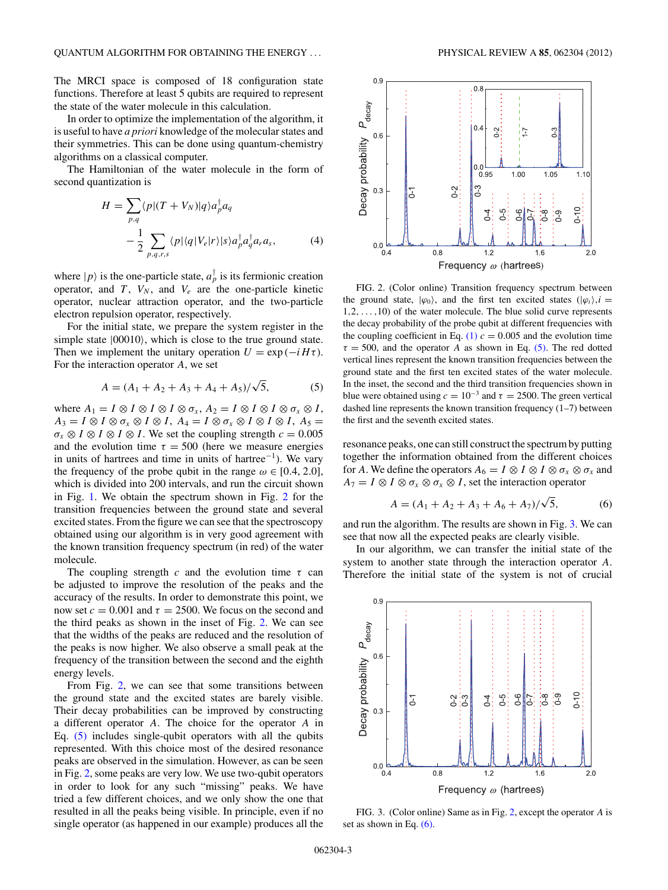The MRCI space is composed of 18 configuration state functions. Therefore at least 5 qubits are required to represent the state of the water molecule in this calculation.

In order to optimize the implementation of the algorithm, it is useful to have *a priori* knowledge of the molecular states and their symmetries. This can be done using quantum-chemistry algorithms on a classical computer.

The Hamiltonian of the water molecule in the form of second quantization is

$$H = \sum_{p,q} \langle p|(T + V_N)|q\rangle a_p^\dagger a_q - \frac{1}{2} \sum_{p,q,r,s} \langle p|\langle q|V_e|r\rangle|s\rangle a_p^\dagger a_q^\dagger a_r a_s, \tag{4}$$

where $|p\rangle$ is the one-particle state, $a_p^\dagger$ is its fermionic creation operator, and $T$, $V_N$, and $V_e$ are the one-particle kinetic operator, nuclear attraction operator, and the two-particle electron repulsion operator, respectively.

For the initial state, we prepare the system register in the simple state $|00010\rangle$, which is close to the true ground state. Then we implement the unitary operation $U = \exp(-iH\tau)$. For the interaction operator $A$, we set

$$A = (A_1 + A_2 + A_3 + A_4 + A_5)/\sqrt{5}, \tag{5}$$

where $A_1 = I \otimes I \otimes I \otimes I \otimes \sigma_x$, $A_2 = I \otimes I \otimes I \otimes \sigma_x \otimes I$, $A_3 = I \otimes I \otimes \sigma_x \otimes I \otimes I$, $A_4 = I \otimes \sigma_x \otimes I \otimes I \otimes I$, $A_5 = \sigma_x \otimes I \otimes I \otimes I \otimes I$. We set the coupling strength $c = 0.005$ and the evolution time $\tau = 500$ (here we measure energies in units of hartrees and time in units of hartree$^{-1}$). We vary the frequency of the probe qubit in the range $\omega \in [0.4, 2.0]$, which is divided into 200 intervals, and run the circuit shown in Fig. 1. We obtain the spectrum shown in Fig. 2 for the transition frequencies between the ground state and several excited states. From the figure we can see that the spectroscopy obtained using our algorithm is in very good agreement with the known transition frequency spectrum (in red) of the water molecule.

The coupling strength $c$ and the evolution time $\tau$ can be adjusted to improve the resolution of the peaks and the accuracy of the results. In order to demonstrate this point, we now set $c = 0.001$ and $\tau = 2500$. We focus on the second and the third peaks as shown in the inset of Fig. 2. We can see that the widths of the peaks are reduced and the resolution of the peaks is now higher. We also observe a small peak at the frequency of the transition between the second and the eighth energy levels.

From Fig. 2, we can see that some transitions between the ground state and the excited states are barely visible. Their decay probabilities can be improved by constructing a different operator $A$. The choice for the operator $A$ in Eq. (5) includes single-qubit operators with all the qubits represented. With this choice most of the desired resonance peaks are observed in the simulation. However, as can be seen in Fig. 2, some peaks are very low. We use two-qubit operators in order to look for any such "missing" peaks. We have tried a few different choices, and we only show the one that resulted in all the peaks being visible. In principle, even if no single operator (as happened in our example) produces all the resonance peaks, one can still construct the spectrum by putting together the information obtained from the different choices for $A$. We define the operators $A_6 = I \otimes I \otimes I \otimes \sigma_x \otimes \sigma_x$ and $A_7 = I \otimes I \otimes \sigma_x \otimes \sigma_x \otimes I$, set the interaction operator

$$A = (A_1 + A_2 + A_3 + A_6 + A_7)/\sqrt{5}, \tag{6}$$

and run the algorithm. The results are shown in Fig. 3. We can see that now all the expected peaks are clearly visible.

In our algorithm, we can transfer the initial state of the system to another state through the interaction operator $A$. Therefore the initial state of the system is not of crucial

FIG. 2. (Color online) Transition frequency spectrum between the ground state, $|\varphi_0\rangle$, and the first ten excited states ($|\varphi_i\rangle, i = 1,2,\ldots,10$) of the water molecule. The blue solid curve represents the decay probability of the probe qubit at different frequencies with the coupling coefficient in Eq. (1) $c = 0.005$ and the evolution time $\tau = 500$, and the operator $A$ as shown in Eq. (5). The red dotted vertical lines represent the known transition frequencies between the ground state and the first ten excited states of the water molecule. In the inset, the second and the third transition frequencies shown in blue were obtained using $c = 10^{-3}$ and $\tau = 2500$. The green vertical dashed line represents the known transition frequency (1–7) between the first and the seventh excited states.

FIG. 3. (Color online) Same as in Fig. 2, except the operator $A$ is set as shown in Eq. (6).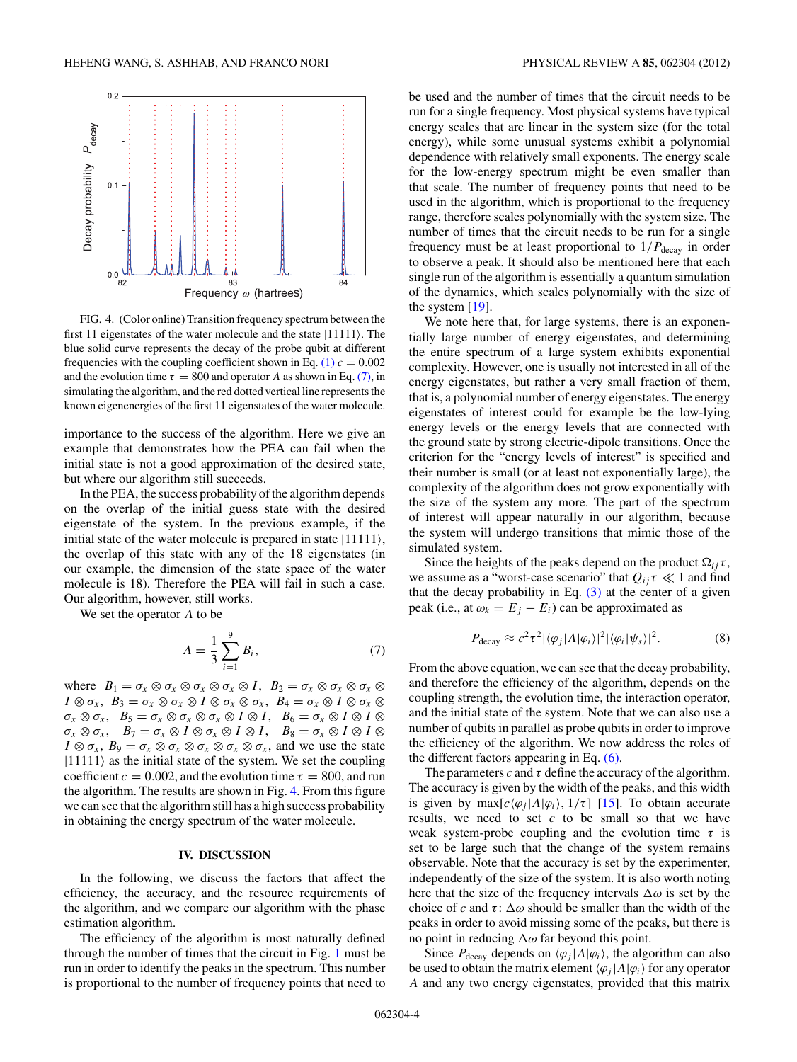0.2

Decay probability $P_{\rm decay}$

0.1

0.0

82

83

84

Frequency $\omega$ (hartrees)

FIG. 4. (Color online) Transition frequency spectrum between the first 11 eigenstates of the water molecule and the state $|11111\rangle$. The blue solid curve represents the decay of the probe qubit at different frequencies with the coupling coefficient shown in Eq. (1) $c = 0.002$ and the evolution time $\tau = 800$ and operator $A$ as shown in Eq. (7), in simulating the algorithm, and the red dotted vertical line represents the known eigenenergies of the first 11 eigenstates of the water molecule.

importance to the success of the algorithm. Here we give an example that demonstrates how the PEA can fail when the initial state is not a good approximation of the desired state, but where our algorithm still succeeds.

In the PEA, the success probability of the algorithm depends on the overlap of the initial guess state with the desired eigenstate of the system. In the previous example, if the initial state of the water molecule is prepared in state $|11111\rangle$, the overlap of this state with any of the 18 eigenstates (in our example, the dimension of the state space of the water molecule is 18). Therefore the PEA will fail in such a case. Our algorithm, however, still works.

We set the operator $A$ to be

$$A = \frac{1}{3}\sum_{i=1}^{9} B_i, \tag{7}$$

where $B_1 = \sigma_x \otimes \sigma_x \otimes \sigma_x \otimes \sigma_x \otimes I$, $B_2 = \sigma_x \otimes \sigma_x \otimes \sigma_x \otimes I \otimes \sigma_x$, $B_3 = \sigma_x \otimes \sigma_x \otimes I \otimes \sigma_x \otimes \sigma_x$, $B_4 = \sigma_x \otimes I \otimes \sigma_x \otimes \sigma_x \otimes \sigma_x$, $B_5 = \sigma_x \otimes \sigma_x \otimes \sigma_x \otimes I \otimes I$, $B_6 = \sigma_x \otimes I \otimes I \otimes \sigma_x \otimes \sigma_x$, $B_7 = \sigma_x \otimes I \otimes \sigma_x \otimes I \otimes I$, $B_8 = \sigma_x \otimes I \otimes I \otimes I \otimes \sigma_x$, $B_9 = \sigma_x \otimes \sigma_x \otimes \sigma_x \otimes \sigma_x \otimes \sigma_x$, and we use the state $|11111\rangle$ as the initial state of the system. We set the coupling coefficient $c = 0.002$, and the evolution time $\tau = 800$, and run the algorithm. The results are shown in Fig. 4. From this figure we can see that the algorithm still has a high success probability in obtaining the energy spectrum of the water molecule.

## IV. DISCUSSION

In the following, we discuss the factors that affect the efficiency, the accuracy, and the resource requirements of the algorithm, and we compare our algorithm with the phase estimation algorithm.

The efficiency of the algorithm is most naturally defined through the number of times that the circuit in Fig. 1 must be run in order to identify the peaks in the spectrum. This number is proportional to the number of frequency points that need to be used and the number of times that the circuit needs to be run for a single frequency. Most physical systems have typical energy scales that are linear in the system size (for the total energy), while some unusual systems exhibit a polynomial dependence with relatively small exponents. The energy scale for the low-energy spectrum might be even smaller than that scale. The number of frequency points that need to be used in the algorithm, which is proportional to the frequency range, therefore scales polynomially with the system size. The number of times that the circuit needs to be run for a single frequency must be at least proportional to $1/P_{\rm decay}$ in order to observe a peak. It should also be mentioned here that each single run of the algorithm is essentially a quantum simulation of the dynamics, which scales polynomially with the size of the system [19].

We note here that, for large systems, there is an exponentially large number of energy eigenstates, and determining the entire spectrum of a large system exhibits exponential complexity. However, one is usually not interested in all of the energy eigenstates, but rather a very small fraction of them, that is, a polynomial number of energy eigenstates. The energy eigenstates of interest could for example be the low-lying energy levels or the energy levels that are connected with the ground state by strong electric-dipole transitions. Once the criterion for the "energy levels of interest" is specified and their number is small (or at least not exponentially large), the complexity of the algorithm does not grow exponentially with the size of the system any more. The part of the spectrum of interest will appear naturally in our algorithm, because the system will undergo transitions that mimic those of the simulated system.

Since the heights of the peaks depend on the product $\Omega_{ij}\tau$, we assume as a "worst-case scenario" that $Q_{ij}\tau \ll 1$ and find that the decay probability in Eq. (3) at the center of a given peak (i.e., at $\omega_k = E_j - E_i$) can be approximated as

$$P_{\rm decay} \approx c^2\tau^2 |\langle\varphi_j|A|\varphi_i\rangle|^2 |\langle\varphi_i|\psi_s\rangle|^2. \tag{8}$$

From the above equation, we can see that the decay probability, and therefore the efficiency of the algorithm, depends on the coupling strength, the evolution time, the interaction operator, and the initial state of the system. Note that we can also use a number of qubits in parallel as probe qubits in order to improve the efficiency of the algorithm. We now address the roles of the different factors appearing in Eq. (6).

The parameters $c$ and $\tau$ define the accuracy of the algorithm. The accuracy is given by the width of the peaks, and this width is given by $\max[c\langle\varphi_j|A|\varphi_i\rangle, 1/\tau]$ [15]. To obtain accurate results, we need to set $c$ to be small so that we have weak system-probe coupling and the evolution time $\tau$ is set to be large such that the change of the system remains observable. Note that the accuracy is set by the experimenter, independently of the size of the system. It is also worth noting here that the size of the frequency intervals $\Delta\omega$ is set by the choice of $c$ and $\tau$: $\Delta\omega$ should be smaller than the width of the peaks in order to avoid missing some of the peaks, but there is no point in reducing $\Delta\omega$ far beyond this point.

Since $P_{\rm decay}$ depends on $\langle\varphi_j|A|\varphi_i\rangle$, the algorithm can also be used to obtain the matrix element $\langle\varphi_j|A|\varphi_i\rangle$ for any operator $A$ and any two energy eigenstates, provided that this matrix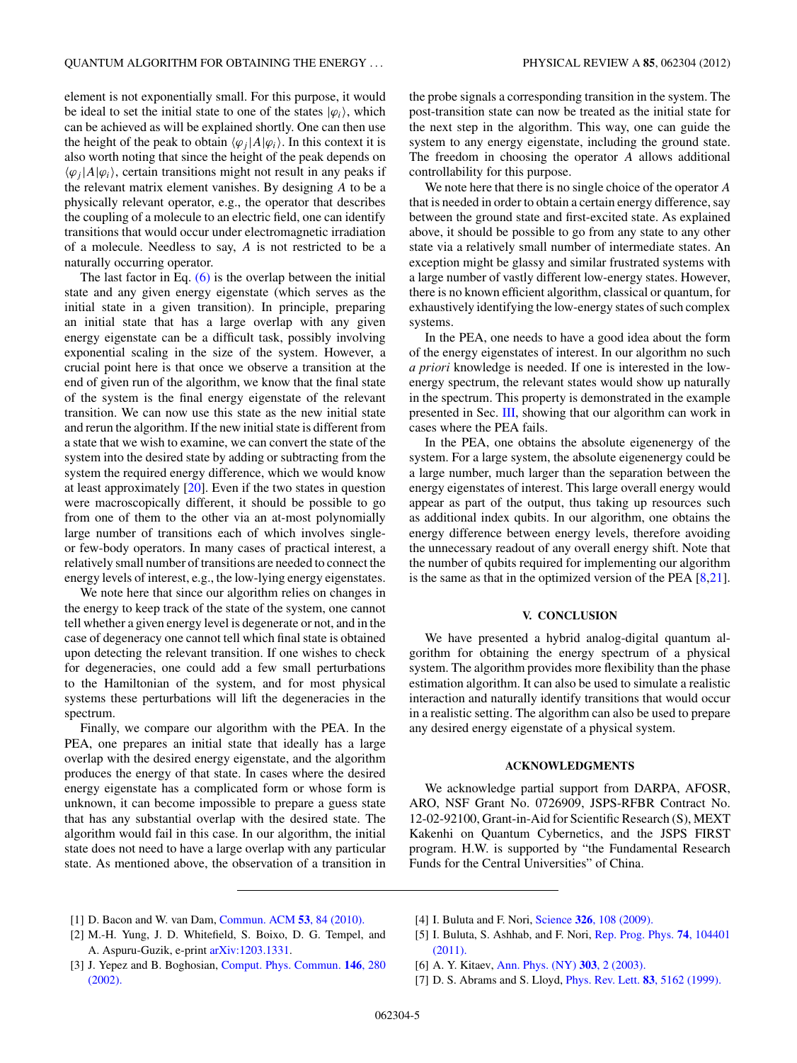element is not exponentially small. For this purpose, it would be ideal to set the initial state to one of the states $|\varphi_i\rangle$, which can be achieved as will be explained shortly. One can then use the height of the peak to obtain $\langle\varphi_j|A|\varphi_i\rangle$. In this context it is also worth noting that since the height of the peak depends on $\langle\varphi_j|A|\varphi_i\rangle$, certain transitions might not result in any peaks if the relevant matrix element vanishes. By designing $A$ to be a physically relevant operator, e.g., the operator that describes the coupling of a molecule to an electric field, one can identify transitions that would occur under electromagnetic irradiation of a molecule. Needless to say, $A$ is not restricted to be a naturally occurring operator.

The last factor in Eq. (6) is the overlap between the initial state and any given energy eigenstate (which serves as the initial state in a given transition). In principle, preparing an initial state that has a large overlap with any given energy eigenstate can be a difficult task, possibly involving exponential scaling in the size of the system. However, a crucial point here is that once we observe a transition at the end of given run of the algorithm, we know that the final state of the system is the final energy eigenstate of the relevant transition. We can now use this state as the new initial state and rerun the algorithm. If the new initial state is different from a state that we wish to examine, we can convert the state of the system into the desired state by adding or subtracting from the system the required energy difference, which we would know at least approximately [20]. Even if the two states in question were macroscopically different, it should be possible to go from one of them to the other via an at-most polynomially large number of transitions each of which involves single- or few-body operators. In many cases of practical interest, a relatively small number of transitions are needed to connect the energy levels of interest, e.g., the low-lying energy eigenstates.

We note here that since our algorithm relies on changes in the energy to keep track of the state of the system, one cannot tell whether a given energy level is degenerate or not, and in the case of degeneracy one cannot tell which final state is obtained upon detecting the relevant transition. If one wishes to check for degeneracies, one could add a few small perturbations to the Hamiltonian of the system, and for most physical systems these perturbations will lift the degeneracies in the spectrum.

Finally, we compare our algorithm with the PEA. In the PEA, one prepares an initial state that ideally has a large overlap with the desired energy eigenstate, and the algorithm produces the energy of that state. In cases where the desired energy eigenstate has a complicated form or whose form is unknown, it can become impossible to prepare a guess state that has any substantial overlap with the desired state. The algorithm would fail in this case. In our algorithm, the initial state does not need to have a large overlap with any particular state. As mentioned above, the observation of a transition in the probe signals a corresponding transition in the system. The post-transition state can now be treated as the initial state for the next step in the algorithm. This way, one can guide the system to any energy eigenstate, including the ground state. The freedom in choosing the operator $A$ allows additional controllability for this purpose.

We note here that there is no single choice of the operator $A$ that is needed in order to obtain a certain energy difference, say between the ground state and first-excited state. As explained above, it should be possible to go from any state to any other state via a relatively small number of intermediate states. An exception might be glassy and similar frustrated systems with a large number of vastly different low-energy states. However, there is no known efficient algorithm, classical or quantum, for exhaustively identifying the low-energy states of such complex systems.

In the PEA, one needs to have a good idea about the form of the energy eigenstates of interest. In our algorithm no such *a priori* knowledge is needed. If one is interested in the low-energy spectrum, the relevant states would show up naturally in the spectrum. This property is demonstrated in the example presented in Sec. III, showing that our algorithm can work in cases where the PEA fails.

In the PEA, one obtains the absolute eigenenergy of the system. For a large system, the absolute eigenenergy could be a large number, much larger than the separation between the energy eigenstates of interest. This large overall energy would appear as part of the output, thus taking up resources such as additional index qubits. In our algorithm, one obtains the energy difference between energy levels, therefore avoiding the unnecessary readout of any overall energy shift. Note that the number of qubits required for implementing our algorithm is the same as that in the optimized version of the PEA [8,21].

## V. CONCLUSION

We have presented a hybrid analog-digital quantum algorithm for obtaining the energy spectrum of a physical system. The algorithm provides more flexibility than the phase estimation algorithm. It can also be used to simulate a realistic interaction and naturally identify transitions that would occur in a realistic setting. The algorithm can also be used to prepare any desired energy eigenstate of a physical system.

## ACKNOWLEDGMENTS

We acknowledge partial support from DARPA, AFOSR, ARO, NSF Grant No. 0726909, JSPS-RFBR Contract No. 12-02-92100, Grant-in-Aid for Scientific Research (S), MEXT Kakenhi on Quantum Cybernetics, and the JSPS FIRST program. H.W. is supported by "the Fundamental Research Funds for the Central Universities" of China.

[1] D. Bacon and W. van Dam, Commun. ACM **53**, 84 (2010).

[2] M.-H. Yung, J. D. Whitefield, S. Boixo, D. G. Tempel, and A. Aspuru-Guzik, e-print arXiv:1203.1331.

[3] J. Yepez and B. Boghosian, Comput. Phys. Commun. **146**, 280 (2002).

[4] I. Buluta and F. Nori, Science **326**, 108 (2009).

[5] I. Buluta, S. Ashhab, and F. Nori, Rep. Prog. Phys. **74**, 104401 (2011).

[6] A. Y. Kitaev, Ann. Phys. (NY) **303**, 2 (2003).

[7] D. S. Abrams and S. Lloyd, Phys. Rev. Lett. **83**, 5162 (1999).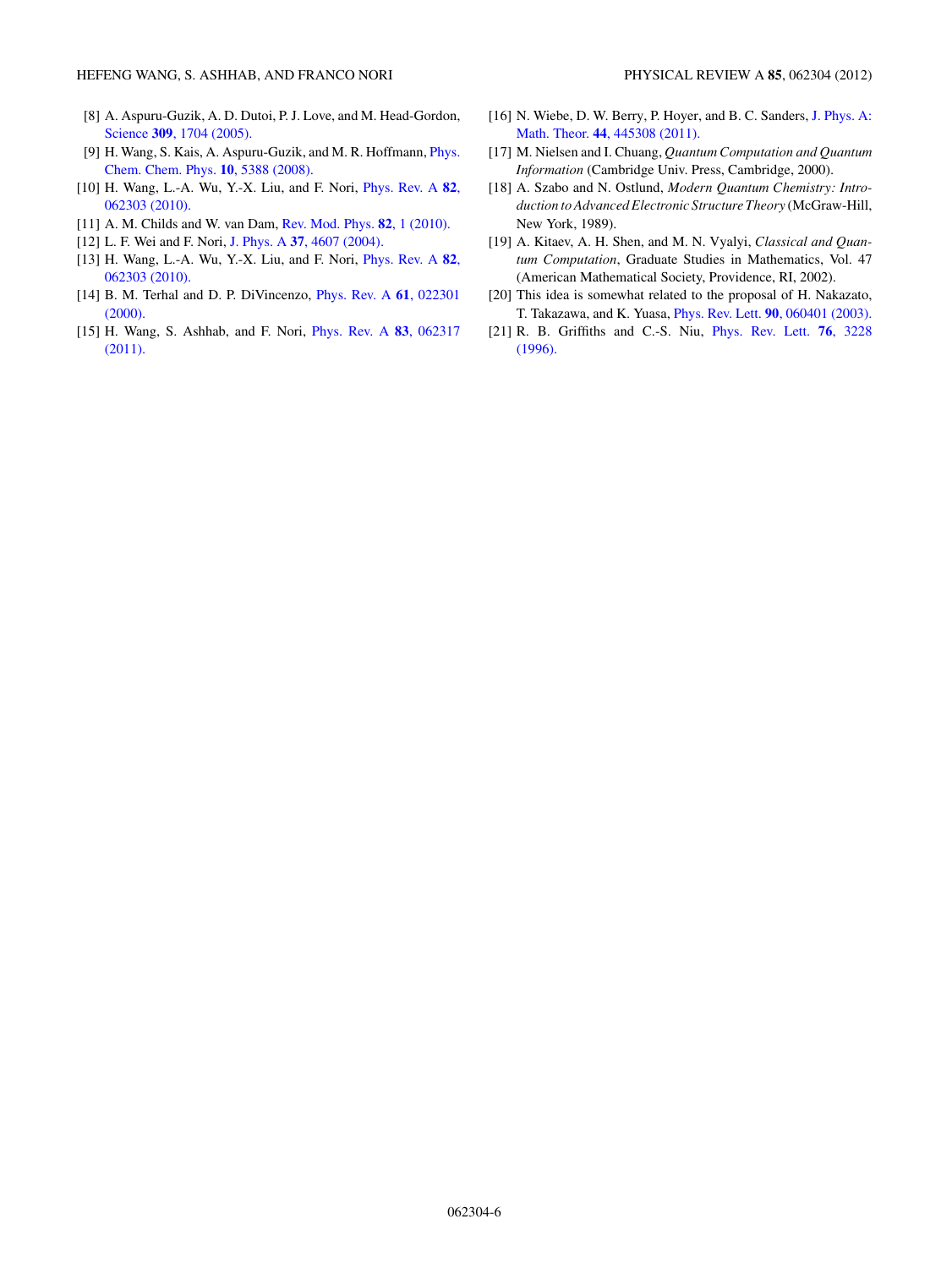[8] A. Aspuru-Guzik, A. D. Dutoi, P. J. Love, and M. Head-Gordon, Science **309**, 1704 (2005).

[9] H. Wang, S. Kais, A. Aspuru-Guzik, and M. R. Hoffmann, Phys. Chem. Chem. Phys. **10**, 5388 (2008).

[10] H. Wang, L.-A. Wu, Y.-X. Liu, and F. Nori, Phys. Rev. A **82**, 062303 (2010).

[11] A. M. Childs and W. van Dam, Rev. Mod. Phys. **82**, 1 (2010).

[12] L. F. Wei and F. Nori, J. Phys. A **37**, 4607 (2004).

[13] H. Wang, L.-A. Wu, Y.-X. Liu, and F. Nori, Phys. Rev. A **82**, 062303 (2010).

[14] B. M. Terhal and D. P. DiVincenzo, Phys. Rev. A **61**, 022301 (2000).

[15] H. Wang, S. Ashhab, and F. Nori, Phys. Rev. A **83**, 062317 (2011).

[16] N. Wiebe, D. W. Berry, P. Hoyer, and B. C. Sanders, J. Phys. A: Math. Theor. **44**, 445308 (2011).

[17] M. Nielsen and I. Chuang, *Quantum Computation and Quantum Information* (Cambridge Univ. Press, Cambridge, 2000).

[18] A. Szabo and N. Ostlund, *Modern Quantum Chemistry: Introduction to Advanced Electronic Structure Theory* (McGraw-Hill, New York, 1989).

[19] A. Kitaev, A. H. Shen, and M. N. Vyalyi, *Classical and Quantum Computation*, Graduate Studies in Mathematics, Vol. 47 (American Mathematical Society, Providence, RI, 2002).

[20] This idea is somewhat related to the proposal of H. Nakazato, T. Takazawa, and K. Yuasa, Phys. Rev. Lett. **90**, 060401 (2003).

[21] R. B. Griffiths and C.-S. Niu, Phys. Rev. Lett. **76**, 3228 (1996).